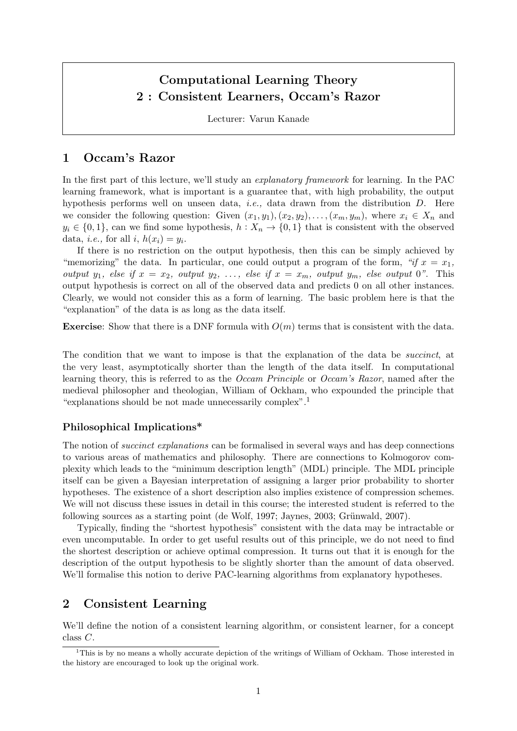# Computational Learning Theory
## 2 : Consistent Learners, Occam's Razor

Lecturer: Varun Kanade

## 1 Occam's Razor

In the first part of this lecture, we'll study an *explanatory framework* for learning. In the PAC learning framework, what is important is a guarantee that, with high probability, the output hypothesis performs well on unseen data, *i.e.,* data drawn from the distribution $D$. Here we consider the following question: Given $(x_1, y_1), (x_2, y_2), \ldots, (x_m, y_m)$, where $x_i \in X_n$ and $y_i \in \{0, 1\}$, can we find some hypothesis, $h : X_n \to \{0, 1\}$ that is consistent with the observed data, *i.e.,* for all $i$, $h(x_i) = y_i$.

If there is no restriction on the output hypothesis, then this can be simply achieved by "memorizing" the data. In particular, one could output a program of the form, *"if $x = x_1$, output $y_1$, else if $x = x_2$, output $y_2$, ..., else if $x = x_m$, output $y_m$, else output 0"*. This output hypothesis is correct on all of the observed data and predicts 0 on all other instances. Clearly, we would not consider this as a form of learning. The basic problem here is that the "explanation" of the data is as long as the data itself.

**Exercise**: Show that there is a DNF formula with $O(m)$ terms that is consistent with the data.

The condition that we want to impose is that the explanation of the data be *succinct*, at the very least, asymptotically shorter than the length of the data itself. In computational learning theory, this is referred to as the *Occam Principle* or *Occam's Razor*, named after the medieval philosopher and theologian, William of Ockham, who expounded the principle that "explanations should be not made unnecessarily complex".[1]

### Philosophical Implications*

The notion of *succinct explanations* can be formalised in several ways and has deep connections to various areas of mathematics and philosophy. There are connections to Kolmogorov complexity which leads to the "minimum description length" (MDL) principle. The MDL principle itself can be given a Bayesian interpretation of assigning a larger prior probability to shorter hypotheses. The existence of a short description also implies existence of compression schemes. We will not discuss these issues in detail in this course; the interested student is referred to the following sources as a starting point (de Wolf, 1997; Jaynes, 2003; Grünwald, 2007).

Typically, finding the "shortest hypothesis" consistent with the data may be intractable or even uncomputable. In order to get useful results out of this principle, we do not need to find the shortest description or achieve optimal compression. It turns out that it is enough for the description of the output hypothesis to be slightly shorter than the amount of data observed. We'll formalise this notion to derive PAC-learning algorithms from explanatory hypotheses.

## 2 Consistent Learning

We'll define the notion of a consistent learning algorithm, or consistent learner, for a concept class $C$.

[1] This is by no means a wholly accurate depiction of the writings of William of Ockham. Those interested in the history are encouraged to look up the original work.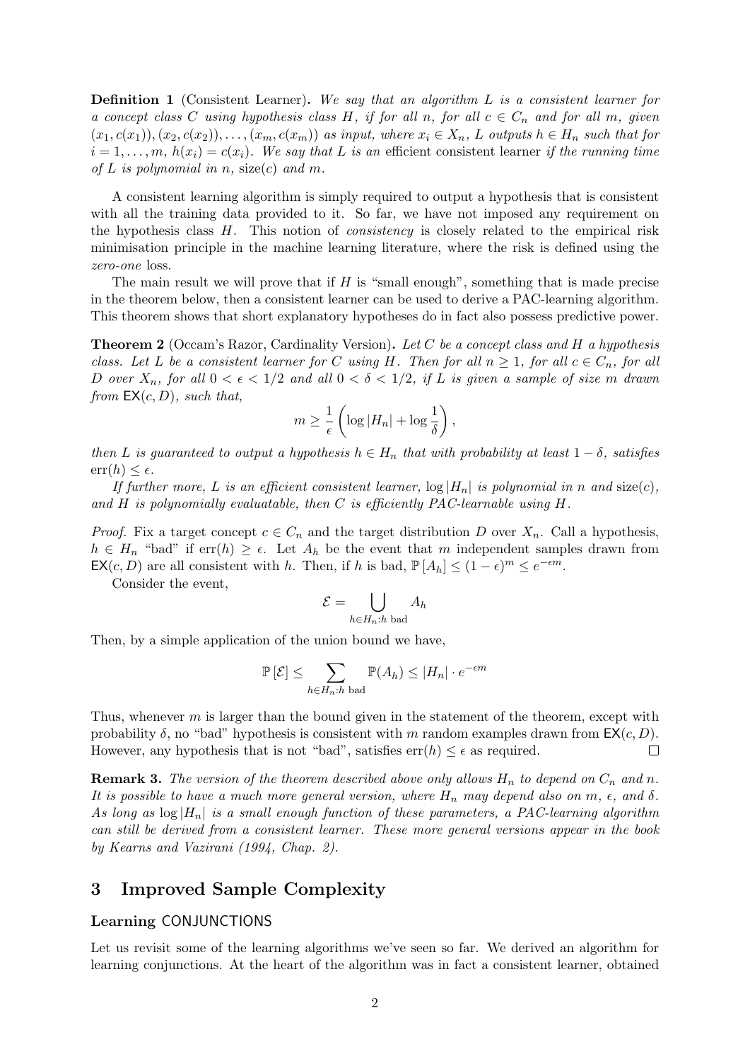**Definition 1** (Consistent Learner). *We say that an algorithm $L$ is a consistent learner for a concept class $C$ using hypothesis class $H$, if for all $n$, for all $c \in C_n$ and for all $m$, given $(x_1, c(x_1)), (x_2, c(x_2)), \ldots, (x_m, c(x_m))$ as input, where $x_i \in X_n$, $L$ outputs $h \in H_n$ such that for $i = 1, \ldots, m$, $h(x_i) = c(x_i)$. We say that $L$ is an* efficient consistent learner *if the running time of $L$ is polynomial in $n$, $\text{size}(c)$ and $m$.*

A consistent learning algorithm is simply required to output a hypothesis that is consistent with all the training data provided to it. So far, we have not imposed any requirement on the hypothesis class $H$. This notion of *consistency* is closely related to the empirical risk minimisation principle in the machine learning literature, where the risk is defined using the *zero-one* loss.

The main result we will prove that if $H$ is "small enough", something that is made precise in the theorem below, then a consistent learner can be used to derive a PAC-learning algorithm. This theorem shows that short explanatory hypotheses do in fact also possess predictive power.

**Theorem 2** (Occam's Razor, Cardinality Version). *Let $C$ be a concept class and $H$ a hypothesis class. Let $L$ be a consistent learner for $C$ using $H$. Then for all $n \geq 1$, for all $c \in C_n$, for all $D$ over $X_n$, for all $0 < \epsilon < 1/2$ and all $0 < \delta < 1/2$, if $L$ is given a sample of size $m$ drawn from $\mathsf{EX}(c, D)$, such that,*

$$m \geq \frac{1}{\epsilon}\left(\log |H_n| + \log \frac{1}{\delta}\right),$$

*then $L$ is guaranteed to output a hypothesis $h \in H_n$ that with probability at least $1 - \delta$, satisfies $\text{err}(h) \leq \epsilon$.*

*If further more, $L$ is an efficient consistent learner, $\log |H_n|$ is polynomial in $n$ and $\text{size}(c)$, and $H$ is polynomially evaluatable, then $C$ is efficiently PAC-learnable using $H$.*

*Proof.* Fix a target concept $c \in C_n$ and the target distribution $D$ over $X_n$. Call a hypothesis, $h \in H_n$ "bad" if $\text{err}(h) \geq \epsilon$. Let $A_h$ be the event that $m$ independent samples drawn from $\mathsf{EX}(c, D)$ are all consistent with $h$. Then, if $h$ is bad, $\mathbb{P}[A_h] \leq (1 - \epsilon)^m \leq e^{-\epsilon m}$.

Consider the event,

$$\mathcal{E} = \bigcup_{h \in H_n : h \text{ bad}} A_h$$

Then, by a simple application of the union bound we have,

$$\mathbb{P}[\mathcal{E}] \leq \sum_{h \in H_n : h \text{ bad}} \mathbb{P}(A_h) \leq |H_n| \cdot e^{-\epsilon m}$$

Thus, whenever $m$ is larger than the bound given in the statement of the theorem, except with probability $\delta$, no "bad" hypothesis is consistent with $m$ random examples drawn from $\mathsf{EX}(c, D)$. However, any hypothesis that is not "bad", satisfies $\text{err}(h) \leq \epsilon$ as required. $\square$

**Remark 3.** *The version of the theorem described above only allows $H_n$ to depend on $C_n$ and $n$. It is possible to have a much more general version, where $H_n$ may depend also on $m$, $\epsilon$, and $\delta$. As long as $\log |H_n|$ is a small enough function of these parameters, a PAC-learning algorithm can still be derived from a consistent learner. These more general versions appear in the book by Kearns and Vazirani (1994, Chap. 2).*

## 3 Improved Sample Complexity

### Learning CONJUNCTIONS

Let us revisit some of the learning algorithms we've seen so far. We derived an algorithm for learning conjunctions. At the heart of the algorithm was in fact a consistent learner, obtained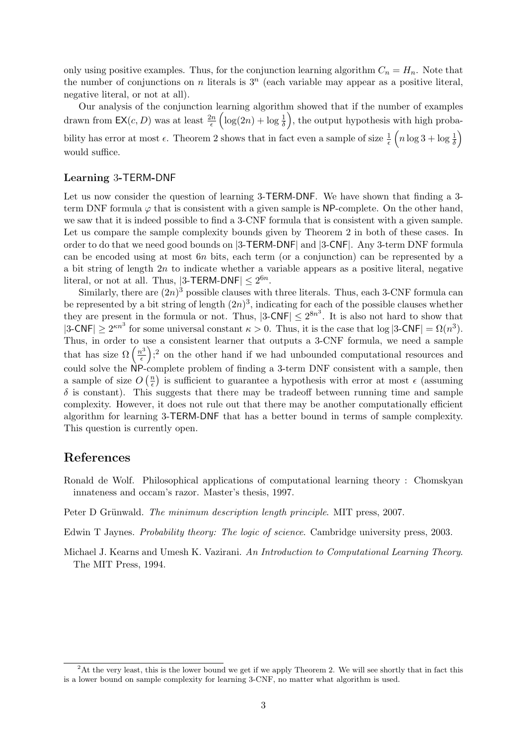only using positive examples. Thus, for the conjunction learning algorithm $C_n = H_n$. Note that the number of conjunctions on $n$ literals is $3^n$ (each variable may appear as a positive literal, negative literal, or not at all).

Our analysis of the conjunction learning algorithm showed that if the number of examples drawn from $\mathsf{EX}(c, D)$ was at least $\frac{2n}{\epsilon}\left(\log(2n) + \log\frac{1}{\delta}\right)$, the output hypothesis with high probability has error at most $\epsilon$. Theorem 2 shows that in fact even a sample of size $\frac{1}{\epsilon}\left(n \log 3 + \log\frac{1}{\delta}\right)$ would suffice.

### Learning 3-TERM-DNF

Let us now consider the question of learning 3-TERM-DNF. We have shown that finding a 3-term DNF formula $\varphi$ that is consistent with a given sample is NP-complete. On the other hand, we saw that it is indeed possible to find a 3-CNF formula that is consistent with a given sample. Let us compare the sample complexity bounds given by Theorem 2 in both of these cases. In order to do that we need good bounds on $|\text{3-TERM-DNF}|$ and $|\text{3-CNF}|$. Any 3-term DNF formula can be encoded using at most $6n$ bits, each term (or a conjunction) can be represented by a a bit string of length $2n$ to indicate whether a variable appears as a positive literal, negative literal, or not at all. Thus, $|\text{3-TERM-DNF}| \leq 2^{6n}$.

Similarly, there are $(2n)^3$ possible clauses with three literals. Thus, each 3-CNF formula can be represented by a bit string of length $(2n)^3$, indicating for each of the possible clauses whether they are present in the formula or not. Thus, $|\text{3-CNF}| \leq 2^{8n^3}$. It is also not hard to show that $|\text{3-CNF}| \geq 2^{\kappa n^3}$ for some universal constant $\kappa > 0$. Thus, it is the case that $\log|\text{3-CNF}| = \Omega(n^3)$. Thus, in order to use a consistent learner that outputs a 3-CNF formula, we need a sample that has size $\Omega\left(\frac{n^3}{\epsilon}\right)$;[2] on the other hand if we had unbounded computational resources and could solve the NP-complete problem of finding a 3-term DNF consistent with a sample, then a sample of size $O\left(\frac{n}{\epsilon}\right)$ is sufficient to guarantee a hypothesis with error at most $\epsilon$ (assuming $\delta$ is constant). This suggests that there may be tradeoff between running time and sample complexity. However, it does not rule out that there may be another computationally efficient algorithm for learning 3-TERM-DNF that has a better bound in terms of sample complexity. This question is currently open.

## References

Ronald de Wolf. Philosophical applications of computational learning theory : Chomskyan innateness and occam's razor. Master's thesis, 1997.

Peter D Grünwald. *The minimum description length principle*. MIT press, 2007.

Edwin T Jaynes. *Probability theory: The logic of science*. Cambridge university press, 2003.

Michael J. Kearns and Umesh K. Vazirani. *An Introduction to Computational Learning Theory*. The MIT Press, 1994.

[2] At the very least, this is the lower bound we get if we apply Theorem 2. We will see shortly that in fact this is a lower bound on sample complexity for learning 3-CNF, no matter what algorithm is used.